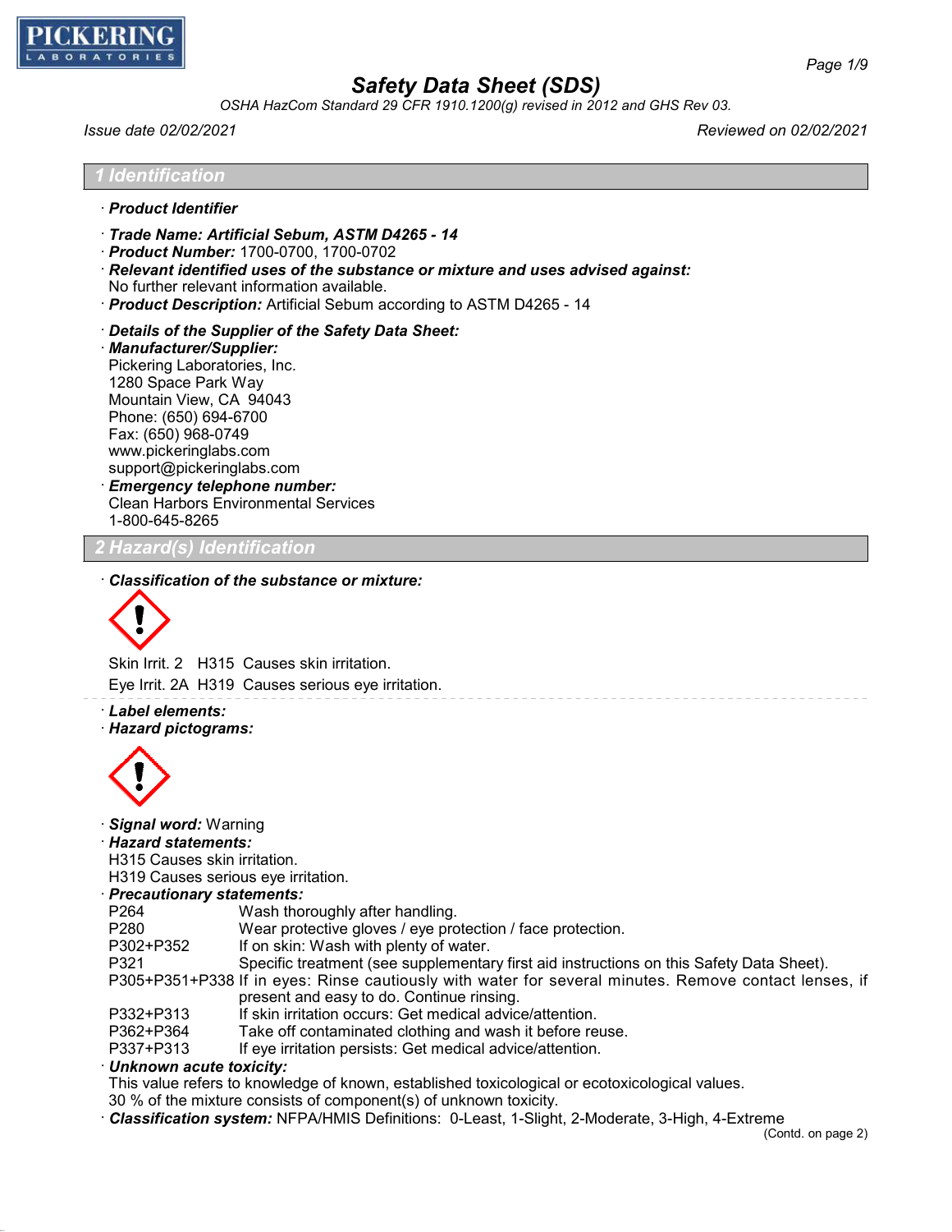# Safety Data Sheet (SDS)

*OSHA HazCom Standard 29 CFR 1910.1200(g) revised in 2012 and GHS Rev 03.*

*Issue date 02/02/2021* *Reviewed on 02/02/2021*

## 1 Identification

· ***Product Identifier***

· ***Trade Name: Artificial Sebum, ASTM D4265 - 14***

· ***Product Number:*** 1700-0700, 1700-0702

· ***Relevant identified uses of the substance or mixture and uses advised against:***
No further relevant information available.

· ***Product Description:*** Artificial Sebum according to ASTM D4265 - 14

· ***Details of the Supplier of the Safety Data Sheet:***

· ***Manufacturer/Supplier:***
Pickering Laboratories, Inc.
1280 Space Park Way
Mountain View, CA 94043
Phone: (650) 694-6700
Fax: (650) 968-0749
www.pickeringlabs.com
support@pickeringlabs.com

· ***Emergency telephone number:***
Clean Harbors Environmental Services
1-800-645-8265

## 2 Hazard(s) Identification

· ***Classification of the substance or mixture:***

Skin Irrit. 2 H315 Causes skin irritation.

Eye Irrit. 2A H319 Causes serious eye irritation.

· ***Label elements:***

· ***Hazard pictograms:***

· ***Signal word:*** Warning

· ***Hazard statements:***
H315 Causes skin irritation.
H319 Causes serious eye irritation.

· ***Precautionary statements:***

| | |
|---|---|
| P264 | Wash thoroughly after handling. |
| P280 | Wear protective gloves / eye protection / face protection. |
| P302+P352 | If on skin: Wash with plenty of water. |
| P321 | Specific treatment (see supplementary first aid instructions on this Safety Data Sheet). |
| P305+P351+P338 | If in eyes: Rinse cautiously with water for several minutes. Remove contact lenses, if present and easy to do. Continue rinsing. |
| P332+P313 | If skin irritation occurs: Get medical advice/attention. |
| P362+P364 | Take off contaminated clothing and wash it before reuse. |
| P337+P313 | If eye irritation persists: Get medical advice/attention. |

· ***Unknown acute toxicity:***
This value refers to knowledge of known, established toxicological or ecotoxicological values.
30 % of the mixture consists of component(s) of unknown toxicity.

· ***Classification system:*** NFPA/HMIS Definitions: 0-Least, 1-Slight, 2-Moderate, 3-High, 4-Extreme

(Contd. on page 2)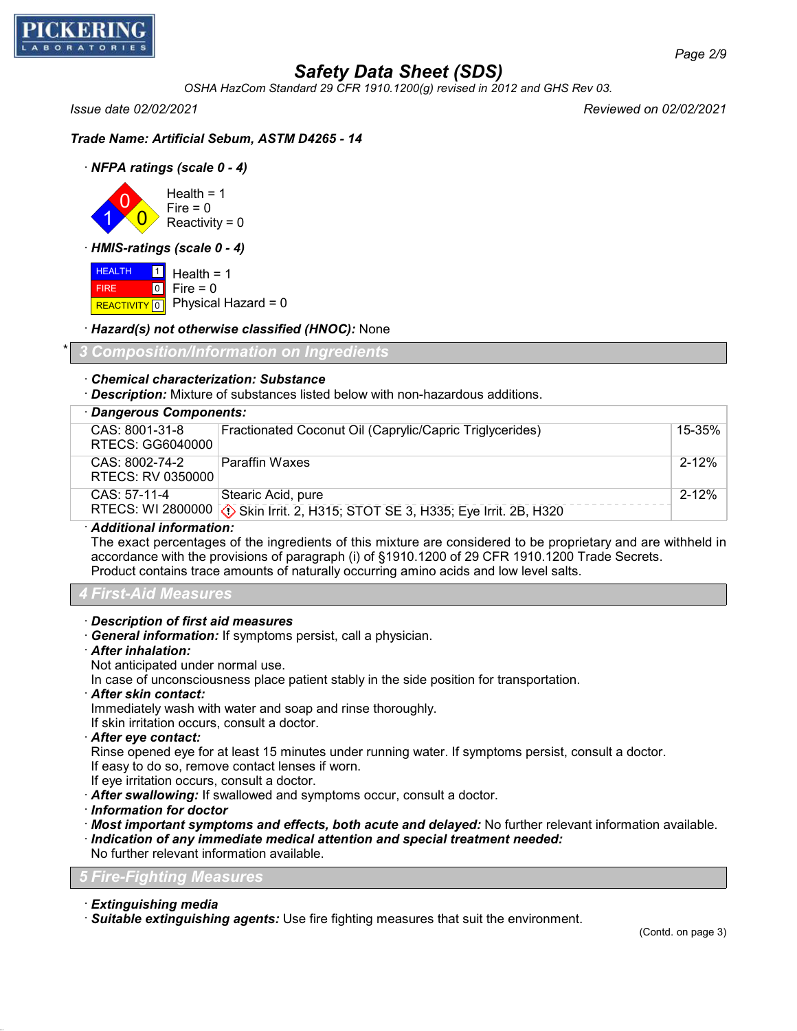**Trade Name: Artificial Sebum, ASTM D4265 - 14**

· ***NFPA ratings (scale 0 - 4)***

Health = 1
Fire = 0
Reactivity = 0

· ***HMIS-ratings (scale 0 - 4)***

| | |
|---|---|
| HEALTH | 1 |
| FIRE | 0 |
| REACTIVITY | 0 |

Health = 1
Fire = 0
Physical Hazard = 0

· ***Hazard(s) not otherwise classified (HNOC):*** None

## 3 Composition/Information on Ingredients

· ***Chemical characterization: Substance***
· ***Description:*** Mixture of substances listed below with non-hazardous additions.

| · Dangerous Components: | | |
|---|---|---|
| CAS: 8001-31-8 RTECS: GG6040000 | Fractionated Coconut Oil (Caprylic/Capric Triglycerides) | 15-35% |
| CAS: 8002-74-2 RTECS: RV 0350000 | Paraffin Waxes | 2-12% |
| CAS: 57-11-4 RTECS: WI 2800000 | Stearic Acid, pure<br>Skin Irrit. 2, H315; STOT SE 3, H335; Eye Irrit. 2B, H320 | 2-12% |

· ***Additional information:***
The exact percentages of the ingredients of this mixture are considered to be proprietary and are withheld in accordance with the provisions of paragraph (i) of §1910.1200 of 29 CFR 1910.1200 Trade Secrets.
Product contains trace amounts of naturally occurring amino acids and low level salts.

## 4 First-Aid Measures

· ***Description of first aid measures***
· ***General information:*** If symptoms persist, call a physician.
· ***After inhalation:***
Not anticipated under normal use.
In case of unconsciousness place patient stably in the side position for transportation.
· ***After skin contact:***
Immediately wash with water and soap and rinse thoroughly.
If skin irritation occurs, consult a doctor.
· ***After eye contact:***
Rinse opened eye for at least 15 minutes under running water. If symptoms persist, consult a doctor.
If easy to do so, remove contact lenses if worn.
If eye irritation occurs, consult a doctor.
· ***After swallowing:*** If swallowed and symptoms occur, consult a doctor.
· ***Information for doctor***
· ***Most important symptoms and effects, both acute and delayed:*** No further relevant information available.
· ***Indication of any immediate medical attention and special treatment needed:***
No further relevant information available.

## 5 Fire-Fighting Measures

· ***Extinguishing media***
· ***Suitable extinguishing agents:*** Use fire fighting measures that suit the environment.

(Contd. on page 3)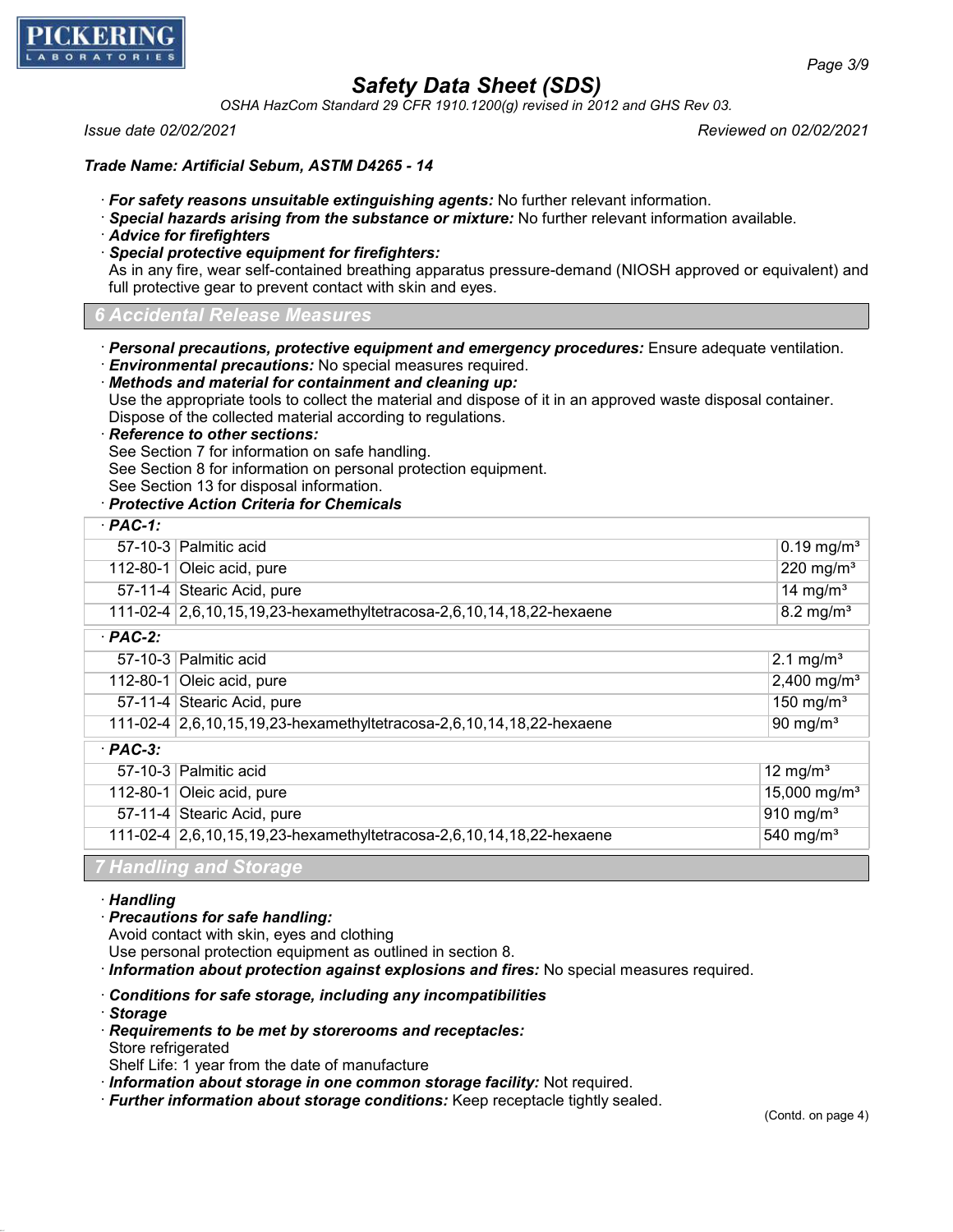**Trade Name: Artificial Sebum, ASTM D4265 - 14**

· **For safety reasons unsuitable extinguishing agents:** No further relevant information.
· **Special hazards arising from the substance or mixture:** No further relevant information available.
· **Advice for firefighters**
· **Special protective equipment for firefighters:**
As in any fire, wear self-contained breathing apparatus pressure-demand (NIOSH approved or equivalent) and full protective gear to prevent contact with skin and eyes.

## 6 Accidental Release Measures

· **Personal precautions, protective equipment and emergency procedures:** Ensure adequate ventilation.
· **Environmental precautions:** No special measures required.
· **Methods and material for containment and cleaning up:**
Use the appropriate tools to collect the material and dispose of it in an approved waste disposal container.
Dispose of the collected material according to regulations.
· **Reference to other sections:**
See Section 7 for information on safe handling.
See Section 8 for information on personal protection equipment.
See Section 13 for disposal information.
· **Protective Action Criteria for Chemicals**

| · **PAC-1:** | | |
|---|---|---|
| 57-10-3 | Palmitic acid | 0.19 mg/m³ |
| 112-80-1 | Oleic acid, pure | 220 mg/m³ |
| 57-11-4 | Stearic Acid, pure | 14 mg/m³ |
| 111-02-4 | 2,6,10,15,19,23-hexamethyltetracosa-2,6,10,14,18,22-hexaene | 8.2 mg/m³ |
| · **PAC-2:** | | |
| 57-10-3 | Palmitic acid | 2.1 mg/m³ |
| 112-80-1 | Oleic acid, pure | 2,400 mg/m³ |
| 57-11-4 | Stearic Acid, pure | 150 mg/m³ |
| 111-02-4 | 2,6,10,15,19,23-hexamethyltetracosa-2,6,10,14,18,22-hexaene | 90 mg/m³ |
| · **PAC-3:** | | |
| 57-10-3 | Palmitic acid | 12 mg/m³ |
| 112-80-1 | Oleic acid, pure | 15,000 mg/m³ |
| 57-11-4 | Stearic Acid, pure | 910 mg/m³ |
| 111-02-4 | 2,6,10,15,19,23-hexamethyltetracosa-2,6,10,14,18,22-hexaene | 540 mg/m³ |

## 7 Handling and Storage

· **Handling**
· **Precautions for safe handling:**
Avoid contact with skin, eyes and clothing
Use personal protection equipment as outlined in section 8.
· **Information about protection against explosions and fires:** No special measures required.

· **Conditions for safe storage, including any incompatibilities**
· **Storage**
· **Requirements to be met by storerooms and receptacles:**
Store refrigerated
Shelf Life: 1 year from the date of manufacture
· **Information about storage in one common storage facility:** Not required.
· **Further information about storage conditions:** Keep receptacle tightly sealed.

(Contd. on page 4)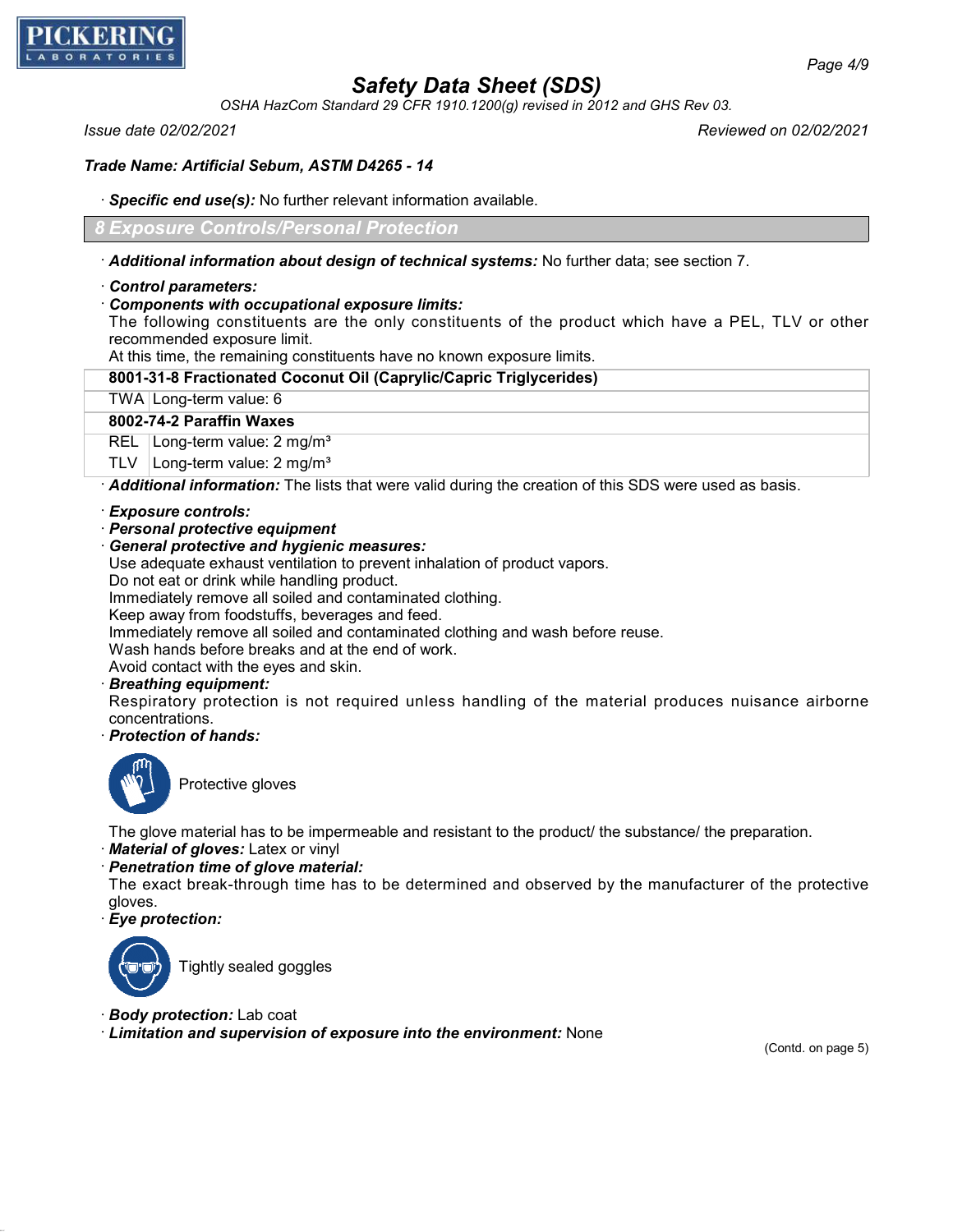# Safety Data Sheet (SDS)

*OSHA HazCom Standard 29 CFR 1910.1200(g) revised in 2012 and GHS Rev 03.*

*Issue date 02/02/2021* *Reviewed on 02/02/2021*

***Trade Name: Artificial Sebum, ASTM D4265 - 14***

· ***Specific end use(s):*** No further relevant information available.

## 8 Exposure Controls/Personal Protection

· ***Additional information about design of technical systems:*** No further data; see section 7.

· ***Control parameters:***

· ***Components with occupational exposure limits:***

The following constituents are the only constituents of the product which have a PEL, TLV or other recommended exposure limit.

At this time, the remaining constituents have no known exposure limits.

| **8001-31-8 Fractionated Coconut Oil (Caprylic/Capric Triglycerides)** | |
|---|---|
| TWA | Long-term value: 6 |
| **8002-74-2 Paraffin Waxes** | |
| REL | Long-term value: 2 mg/m³ |
| TLV | Long-term value: 2 mg/m³ |

· ***Additional information:*** The lists that were valid during the creation of this SDS were used as basis.

· ***Exposure controls:***

· ***Personal protective equipment***

· ***General protective and hygienic measures:***

Use adequate exhaust ventilation to prevent inhalation of product vapors.
Do not eat or drink while handling product.
Immediately remove all soiled and contaminated clothing.
Keep away from foodstuffs, beverages and feed.
Immediately remove all soiled and contaminated clothing and wash before reuse.
Wash hands before breaks and at the end of work.
Avoid contact with the eyes and skin.

· ***Breathing equipment:***

Respiratory protection is not required unless handling of the material produces nuisance airborne concentrations.

· ***Protection of hands:***

Protective gloves

The glove material has to be impermeable and resistant to the product/ the substance/ the preparation.

· ***Material of gloves:*** Latex or vinyl

· ***Penetration time of glove material:***

The exact break-through time has to be determined and observed by the manufacturer of the protective gloves.

· ***Eye protection:***

Tightly sealed goggles

· ***Body protection:*** Lab coat

· ***Limitation and supervision of exposure into the environment:*** None

(Contd. on page 5)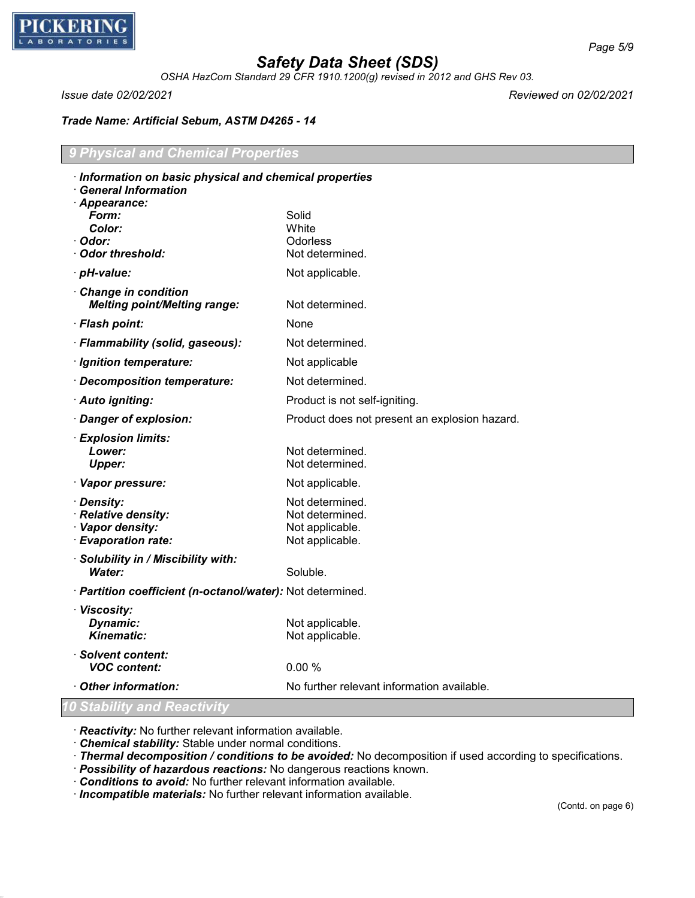# Safety Data Sheet (SDS)

*OSHA HazCom Standard 29 CFR 1910.1200(g) revised in 2012 and GHS Rev 03.*

*Issue date 02/02/2021* *Reviewed on 02/02/2021*

***Trade Name: Artificial Sebum, ASTM D4265 - 14***

## 9 Physical and Chemical Properties

· ***Information on basic physical and chemical properties***
· ***General Information***
· ***Appearance:***

| | |
|---|---|
| ***Form:*** | Solid |
| ***Color:*** | White |
| · ***Odor:*** | Odorless |
| · ***Odor threshold:*** | Not determined. |
| · ***pH-value:*** | Not applicable. |
| · ***Change in condition*** | |
| ***Melting point/Melting range:*** | Not determined. |
| · ***Flash point:*** | None |
| · ***Flammability (solid, gaseous):*** | Not determined. |
| · ***Ignition temperature:*** | Not applicable |
| · ***Decomposition temperature:*** | Not determined. |
| · ***Auto igniting:*** | Product is not self-igniting. |
| · ***Danger of explosion:*** | Product does not present an explosion hazard. |
| · ***Explosion limits:*** | |
| ***Lower:*** | Not determined. |
| ***Upper:*** | Not determined. |
| · ***Vapor pressure:*** | Not applicable. |
| · ***Density:*** | Not determined. |
| · ***Relative density:*** | Not determined. |
| · ***Vapor density:*** | Not applicable. |
| · ***Evaporation rate:*** | Not applicable. |
| · ***Solubility in / Miscibility with:*** | |
| ***Water:*** | Soluble. |
| · ***Partition coefficient (n-octanol/water):*** | Not determined. |
| · ***Viscosity:*** | |
| ***Dynamic:*** | Not applicable. |
| ***Kinematic:*** | Not applicable. |
| · ***Solvent content:*** | |
| ***VOC content:*** | 0.00 % |
| · ***Other information:*** | No further relevant information available. |

## 10 Stability and Reactivity

· ***Reactivity:*** No further relevant information available.
· ***Chemical stability:*** Stable under normal conditions.
· ***Thermal decomposition / conditions to be avoided:*** No decomposition if used according to specifications.
· ***Possibility of hazardous reactions:*** No dangerous reactions known.
· ***Conditions to avoid:*** No further relevant information available.
· ***Incompatible materials:*** No further relevant information available.

(Contd. on page 6)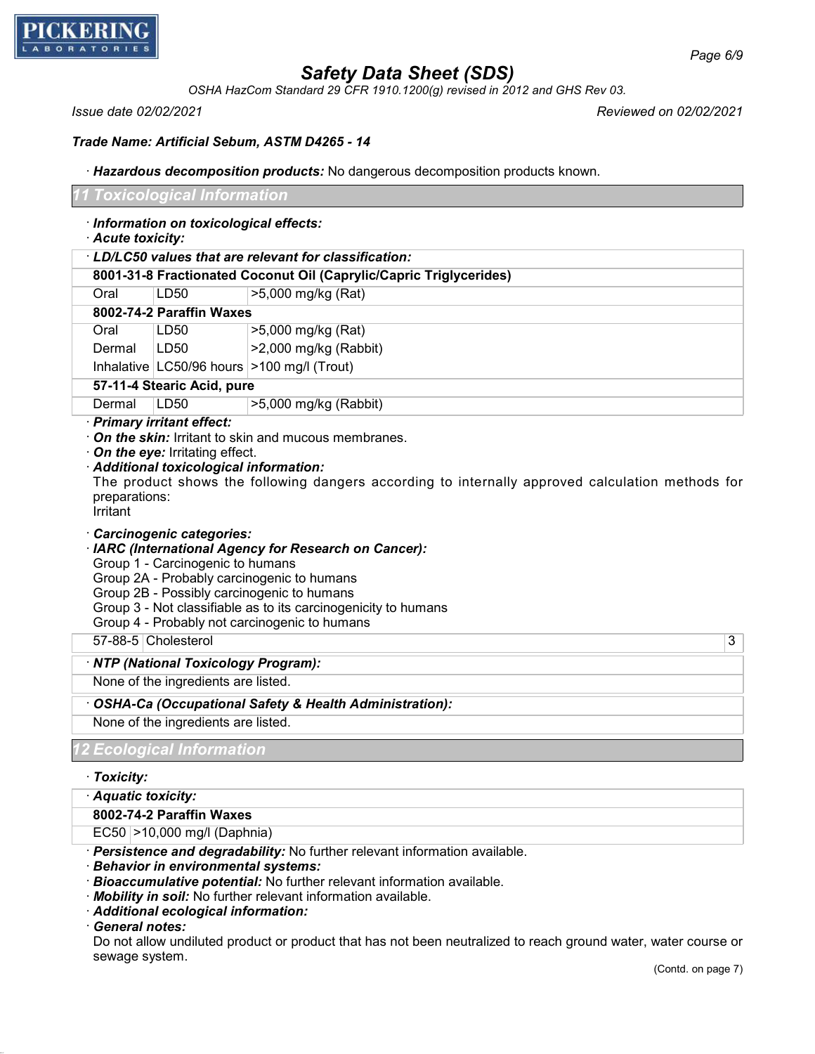**Trade Name: Artificial Sebum, ASTM D4265 - 14**

· **Hazardous decomposition products:** No dangerous decomposition products known.

## 11 Toxicological Information

· **Information on toxicological effects:**
· **Acute toxicity:**

| · **LD/LC50 values that are relevant for classification:** | | |
|---|---|---|
| **8001-31-8 Fractionated Coconut Oil (Caprylic/Capric Triglycerides)** | | |
| Oral | LD50 | >5,000 mg/kg (Rat) |
| **8002-74-2 Paraffin Waxes** | | |
| Oral | LD50 | >5,000 mg/kg (Rat) |
| Dermal | LD50 | >2,000 mg/kg (Rabbit) |
| Inhalative | LC50/96 hours | >100 mg/l (Trout) |
| **57-11-4 Stearic Acid, pure** | | |
| Dermal | LD50 | >5,000 mg/kg (Rabbit) |

· **Primary irritant effect:**
· **On the skin:** Irritant to skin and mucous membranes.
· **On the eye:** Irritating effect.
· **Additional toxicological information:**
The product shows the following dangers according to internally approved calculation methods for preparations:
Irritant

· **Carcinogenic categories:**
· **IARC (International Agency for Research on Cancer):**
Group 1 - Carcinogenic to humans
Group 2A - Probably carcinogenic to humans
Group 2B - Possibly carcinogenic to humans
Group 3 - Not classifiable as to its carcinogenicity to humans
Group 4 - Probably not carcinogenic to humans

| | | |
|---|---|---|
| 57-88-5 | Cholesterol | 3 |

· **NTP (National Toxicology Program):**
None of the ingredients are listed.

· **OSHA-Ca (Occupational Safety & Health Administration):**
None of the ingredients are listed.

## 12 Ecological Information

· **Toxicity:**

| · **Aquatic toxicity:** | |
|---|---|
| **8002-74-2 Paraffin Waxes** | |
| EC50 | >10,000 mg/l (Daphnia) |

· **Persistence and degradability:** No further relevant information available.
· **Behavior in environmental systems:**
· **Bioaccumulative potential:** No further relevant information available.
· **Mobility in soil:** No further relevant information available.
· **Additional ecological information:**
· **General notes:**
Do not allow undiluted product or product that has not been neutralized to reach ground water, water course or sewage system.

(Contd. on page 7)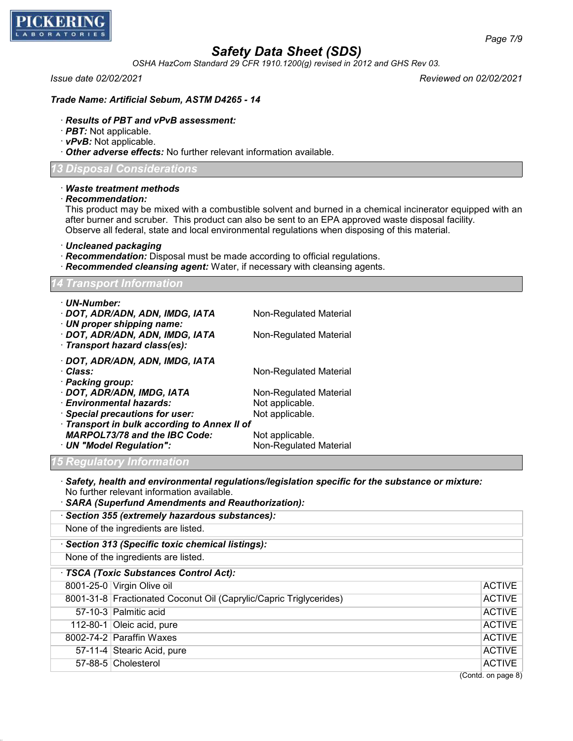*Trade Name: Artificial Sebum, ASTM D4265 - 14*

· ***Results of PBT and vPvB assessment:***
· ***PBT:*** Not applicable.
· ***vPvB:*** Not applicable.
· ***Other adverse effects:*** No further relevant information available.

## 13 Disposal Considerations

· ***Waste treatment methods***
· ***Recommendation:***
This product may be mixed with a combustible solvent and burned in a chemical incinerator equipped with an after burner and scrubber. This product can also be sent to an EPA approved waste disposal facility. Observe all federal, state and local environmental regulations when disposing of this material.

· ***Uncleaned packaging***
· ***Recommendation:*** Disposal must be made according to official regulations.
· ***Recommended cleansing agent:*** Water, if necessary with cleansing agents.

## 14 Transport Information

· ***UN-Number:***
· ***DOT, ADR/ADN, ADN, IMDG, IATA*** Non-Regulated Material
· ***UN proper shipping name:***
· ***DOT, ADR/ADN, ADN, IMDG, IATA*** Non-Regulated Material
· ***Transport hazard class(es):***

· ***DOT, ADR/ADN, ADN, IMDG, IATA***
· ***Class:*** Non-Regulated Material
· ***Packing group:***
· ***DOT, ADR/ADN, IMDG, IATA*** Non-Regulated Material
· ***Environmental hazards:*** Not applicable.
· ***Special precautions for user:*** Not applicable.
· ***Transport in bulk according to Annex II of MARPOL73/78 and the IBC Code:*** Not applicable.
· ***UN "Model Regulation":*** Non-Regulated Material

## 15 Regulatory Information

· ***Safety, health and environmental regulations/legislation specific for the substance or mixture:***
No further relevant information available.
· ***SARA (Superfund Amendments and Reauthorization):***

· ***Section 355 (extremely hazardous substances):***
None of the ingredients are listed.

· ***Section 313 (Specific toxic chemical listings):***
None of the ingredients are listed.

· ***TSCA (Toxic Substances Control Act):***

| | | |
|---|---|---|
| 8001-25-0 | Virgin Olive oil | ACTIVE |
| 8001-31-8 | Fractionated Coconut Oil (Caprylic/Capric Triglycerides) | ACTIVE |
| 57-10-3 | Palmitic acid | ACTIVE |
| 112-80-1 | Oleic acid, pure | ACTIVE |
| 8002-74-2 | Paraffin Waxes | ACTIVE |
| 57-11-4 | Stearic Acid, pure | ACTIVE |
| 57-88-5 | Cholesterol | ACTIVE |

(Contd. on page 8)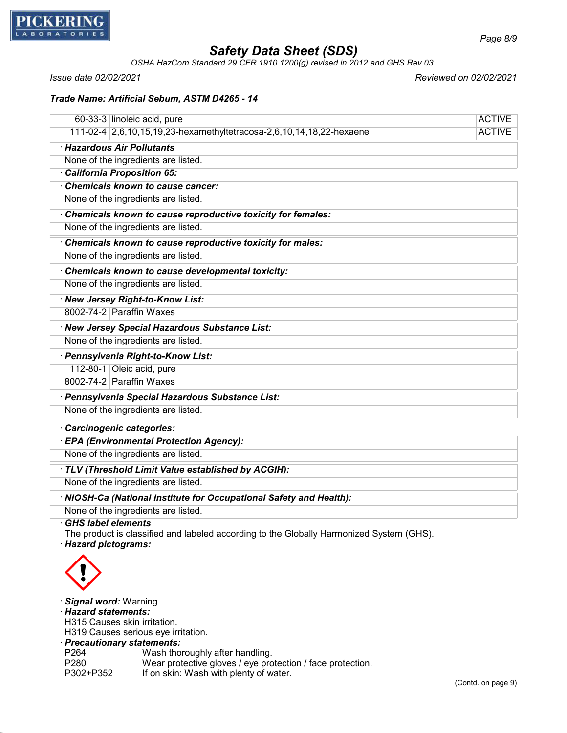| | | |
|---|---|---|
| 60-33-3 | linoleic acid, pure | ACTIVE |
| 111-02-4 | 2,6,10,15,19,23-hexamethyltetracosa-2,6,10,14,18,22-hexaene | ACTIVE |

· **Hazardous Air Pollutants**

None of the ingredients are listed.

· **California Proposition 65:**

· **Chemicals known to cause cancer:**

None of the ingredients are listed.

· **Chemicals known to cause reproductive toxicity for females:**

None of the ingredients are listed.

· **Chemicals known to cause reproductive toxicity for males:**

None of the ingredients are listed.

· **Chemicals known to cause developmental toxicity:**

None of the ingredients are listed.

· **New Jersey Right-to-Know List:**

| | |
|---|---|
| 8002-74-2 | Paraffin Waxes |

· **New Jersey Special Hazardous Substance List:**

None of the ingredients are listed.

· **Pennsylvania Right-to-Know List:**

| | |
|---|---|
| 112-80-1 | Oleic acid, pure |
| 8002-74-2 | Paraffin Waxes |

· **Pennsylvania Special Hazardous Substance List:**

None of the ingredients are listed.

· **Carcinogenic categories:**

· **EPA (Environmental Protection Agency):**

None of the ingredients are listed.

· **TLV (Threshold Limit Value established by ACGIH):**

None of the ingredients are listed.

· **NIOSH-Ca (National Institute for Occupational Safety and Health):**

None of the ingredients are listed.

· **GHS label elements**

The product is classified and labeled according to the Globally Harmonized System (GHS).

· **Hazard pictograms:**

· **Signal word:** Warning

· **Hazard statements:**

H315 Causes skin irritation.

H319 Causes serious eye irritation.

· **Precautionary statements:**

| | |
|---|---|
| P264 | Wash thoroughly after handling. |
| P280 | Wear protective gloves / eye protection / face protection. |
| P302+P352 | If on skin: Wash with plenty of water. |

(Contd. on page 9)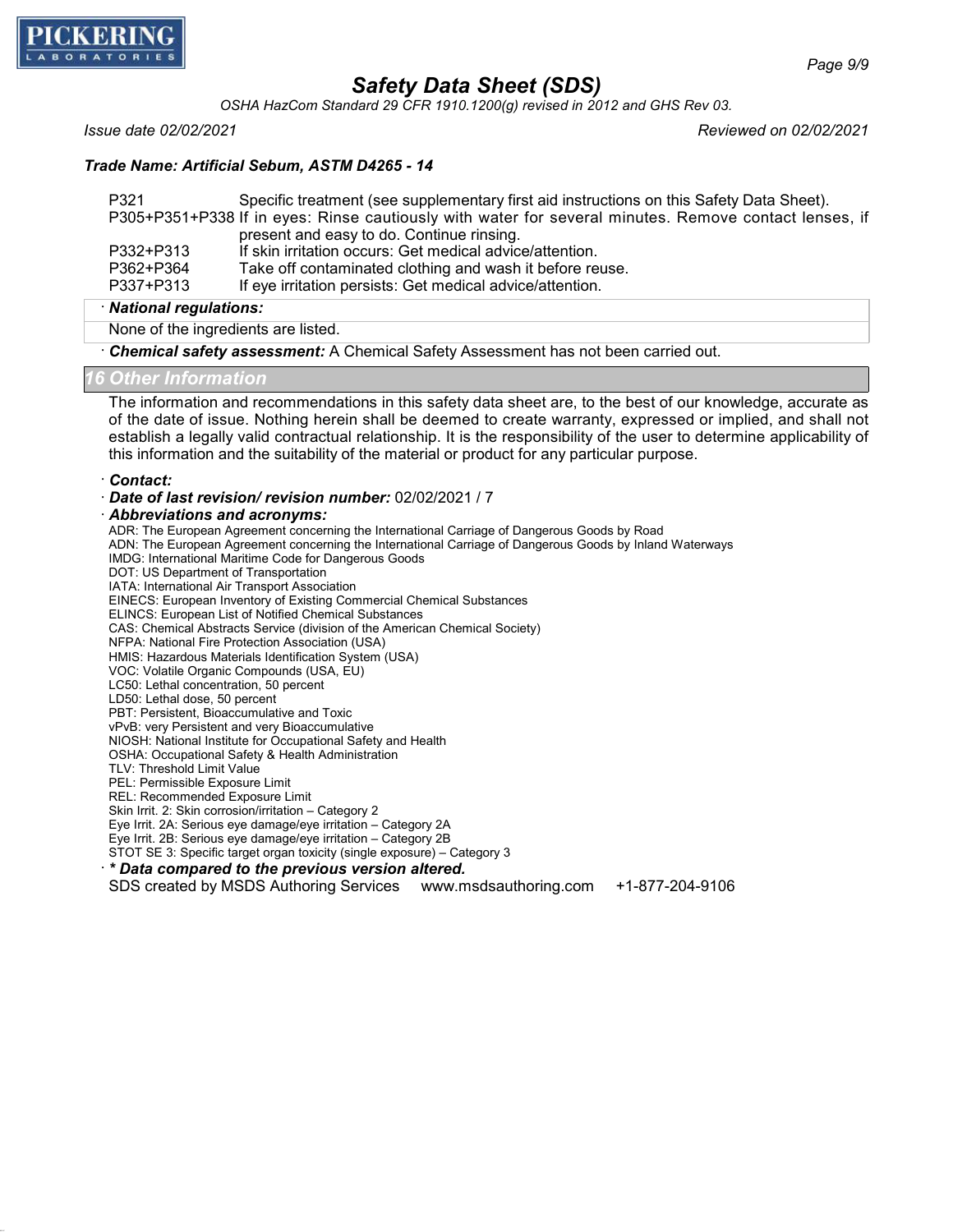| | |
|---|---|
| P321 | Specific treatment (see supplementary first aid instructions on this Safety Data Sheet). |
| P305+P351+P338 | If in eyes: Rinse cautiously with water for several minutes. Remove contact lenses, if present and easy to do. Continue rinsing. |
| P332+P313 | If skin irritation occurs: Get medical advice/attention. |
| P362+P364 | Take off contaminated clothing and wash it before reuse. |
| P337+P313 | If eye irritation persists: Get medical advice/attention. |

· **National regulations:**

None of the ingredients are listed.

· ***Chemical safety assessment:*** A Chemical Safety Assessment has not been carried out.

## 16 Other Information

The information and recommendations in this safety data sheet are, to the best of our knowledge, accurate as of the date of issue. Nothing herein shall be deemed to create warranty, expressed or implied, and shall not establish a legally valid contractual relationship. It is the responsibility of the user to determine applicability of this information and the suitability of the material or product for any particular purpose.

· ***Contact:***

· ***Date of last revision/ revision number:*** 02/02/2021 / 7

· ***Abbreviations and acronyms:***

ADR: The European Agreement concerning the International Carriage of Dangerous Goods by Road
ADN: The European Agreement concerning the International Carriage of Dangerous Goods by Inland Waterways
IMDG: International Maritime Code for Dangerous Goods
DOT: US Department of Transportation
IATA: International Air Transport Association
EINECS: European Inventory of Existing Commercial Chemical Substances
ELINCS: European List of Notified Chemical Substances
CAS: Chemical Abstracts Service (division of the American Chemical Society)
NFPA: National Fire Protection Association (USA)
HMIS: Hazardous Materials Identification System (USA)
VOC: Volatile Organic Compounds (USA, EU)
LC50: Lethal concentration, 50 percent
LD50: Lethal dose, 50 percent
PBT: Persistent, Bioaccumulative and Toxic
vPvB: very Persistent and very Bioaccumulative
NIOSH: National Institute for Occupational Safety and Health
OSHA: Occupational Safety & Health Administration
TLV: Threshold Limit Value
PEL: Permissible Exposure Limit
REL: Recommended Exposure Limit
Skin Irrit. 2: Skin corrosion/irritation – Category 2
Eye Irrit. 2A: Serious eye damage/eye irritation – Category 2A
Eye Irrit. 2B: Serious eye damage/eye irritation – Category 2B
STOT SE 3: Specific target organ toxicity (single exposure) – Category 3

· ***\* Data compared to the previous version altered.***

SDS created by MSDS Authoring Services www.msdsauthoring.com +1-877-204-9106